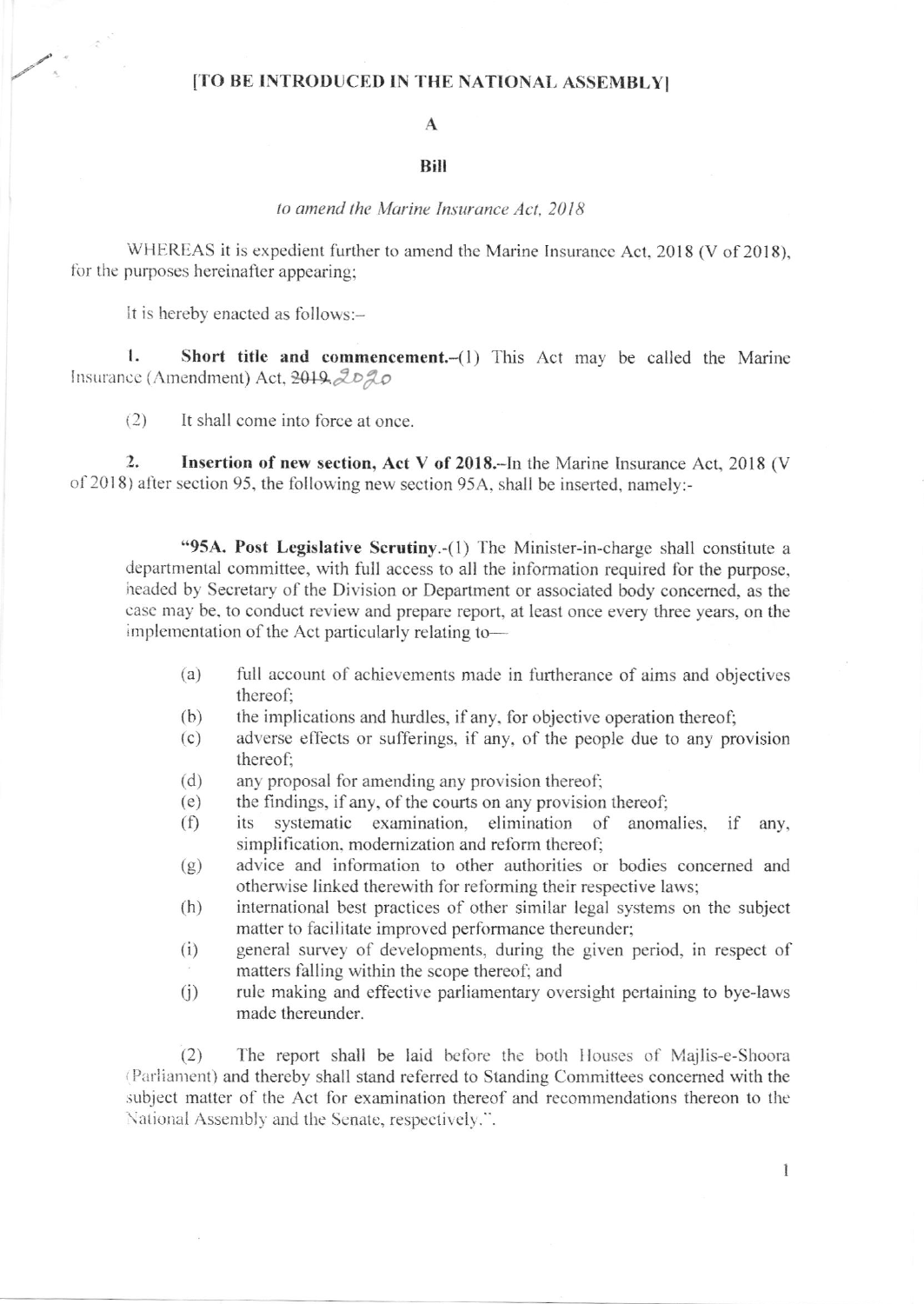**[TO BE INTRODUCED IN THE NATIONAL ASSEMBLY]**

**A**

**Bill**

*to amend the Marine Insurance Act, 2018*

WHEREAS it is expedient further to amend the Marine Insurance Act, 2018 (V of 2018), for the purposes hereinafter appearing;

It is hereby enacted as follows:–

1. **Short title and commencement.**–(1) This Act may be called the Marine Insurance (Amendment) Act, ~~2019~~ 2020

   (2) It shall come into force at once.

2. **Insertion of new section, Act V of 2018.**–In the Marine Insurance Act, 2018 (V of 2018) after section 95, the following new section 95A, shall be inserted, namely:-

"**95A. Post Legislative Scrutiny**.-(1) The Minister-in-charge shall constitute a departmental committee, with full access to all the information required for the purpose, headed by Secretary of the Division or Department or associated body concerned, as the case may be, to conduct review and prepare report, at least once every three years, on the implementation of the Act particularly relating to—

(a) full account of achievements made in furtherance of aims and objectives thereof;

(b) the implications and hurdles, if any, for objective operation thereof;

(c) adverse effects or sufferings, if any, of the people due to any provision thereof;

(d) any proposal for amending any provision thereof;

(e) the findings, if any, of the courts on any provision thereof;

(f) its systematic examination, elimination of anomalies, if any, simplification, modernization and reform thereof;

(g) advice and information to other authorities or bodies concerned and otherwise linked therewith for reforming their respective laws;

(h) international best practices of other similar legal systems on the subject matter to facilitate improved performance thereunder;

(i) general survey of developments, during the given period, in respect of matters falling within the scope thereof; and

(j) rule making and effective parliamentary oversight pertaining to bye-laws made thereunder.

(2) The report shall be laid before the both Houses of Majlis-e-Shoora (Parliament) and thereby shall stand referred to Standing Committees concerned with the subject matter of the Act for examination thereof and recommendations thereon to the National Assembly and the Senate, respectively.".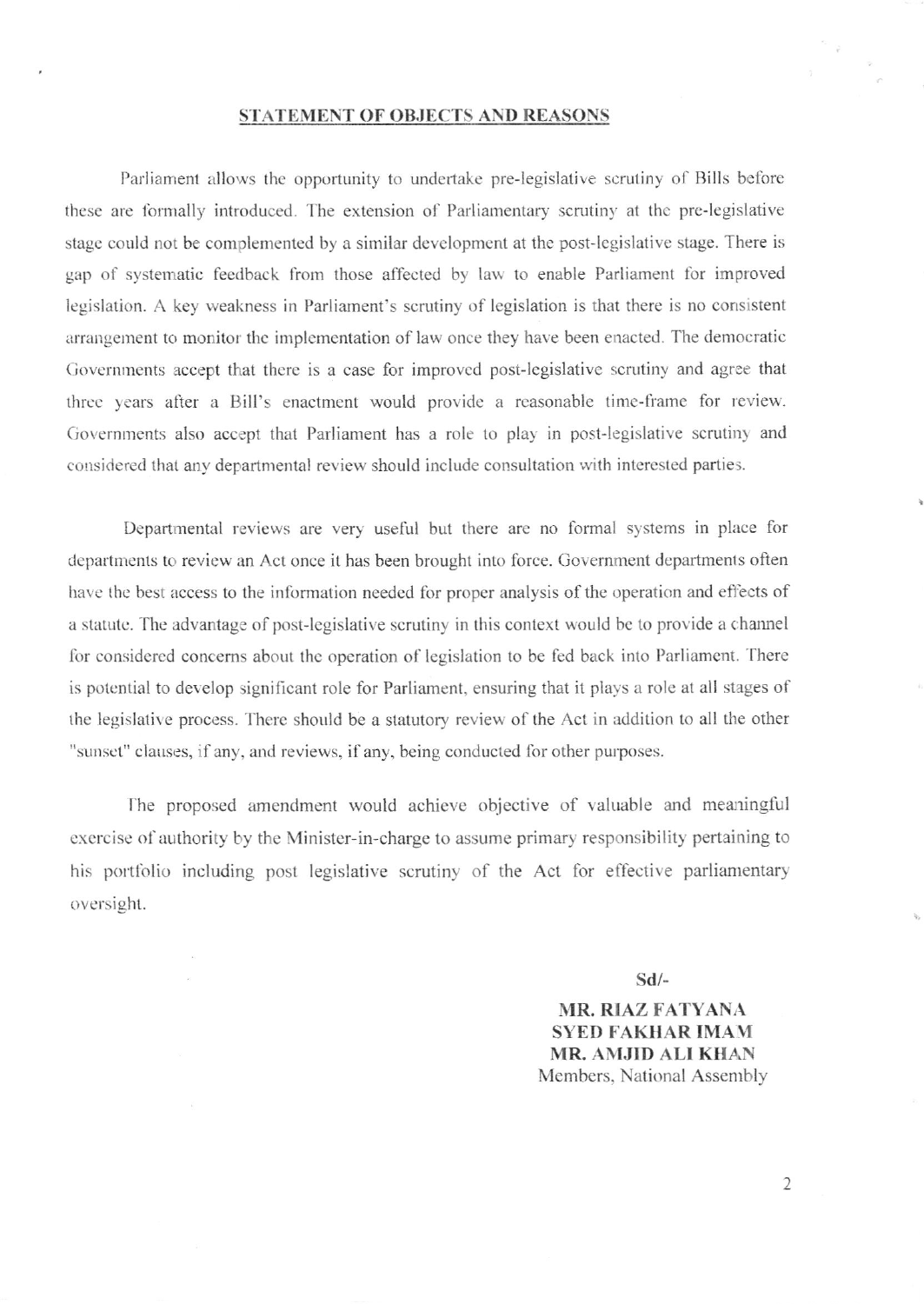## STATEMENT OF OBJECTS AND REASONS

Parliament allows the opportunity to undertake pre-legislative scrutiny of Bills before these are formally introduced. The extension of Parliamentary scrutiny at the pre-legislative stage could not be complemented by a similar development at the post-legislative stage. There is gap of systematic feedback from those affected by law to enable Parliament for improved legislation. A key weakness in Parliament's scrutiny of legislation is that there is no consistent arrangement to monitor the implementation of law once they have been enacted. The democratic Governments accept that there is a case for improved post-legislative scrutiny and agree that three years after a Bill's enactment would provide a reasonable time-frame for review. Governments also accept that Parliament has a role to play in post-legislative scrutiny and considered that any departmental review should include consultation with interested parties.

Departmental reviews are very useful but there are no formal systems in place for departments to review an Act once it has been brought into force. Government departments often have the best access to the information needed for proper analysis of the operation and effects of a statute. The advantage of post-legislative scrutiny in this context would be to provide a channel for considered concerns about the operation of legislation to be fed back into Parliament. There is potential to develop significant role for Parliament, ensuring that it plays a role at all stages of the legislative process. There should be a statutory review of the Act in addition to all the other "sunset" clauses, if any, and reviews, if any, being conducted for other purposes.

The proposed amendment would achieve objective of valuable and meaningful exercise of authority by the Minister-in-charge to assume primary responsibility pertaining to his portfolio including post legislative scrutiny of the Act for effective parliamentary oversight.

**Sd/-**

**MR. RIAZ FATYANA**
**SYED FAKHAR IMAM**
**MR. AMJID ALI KHAN**
Members, National Assembly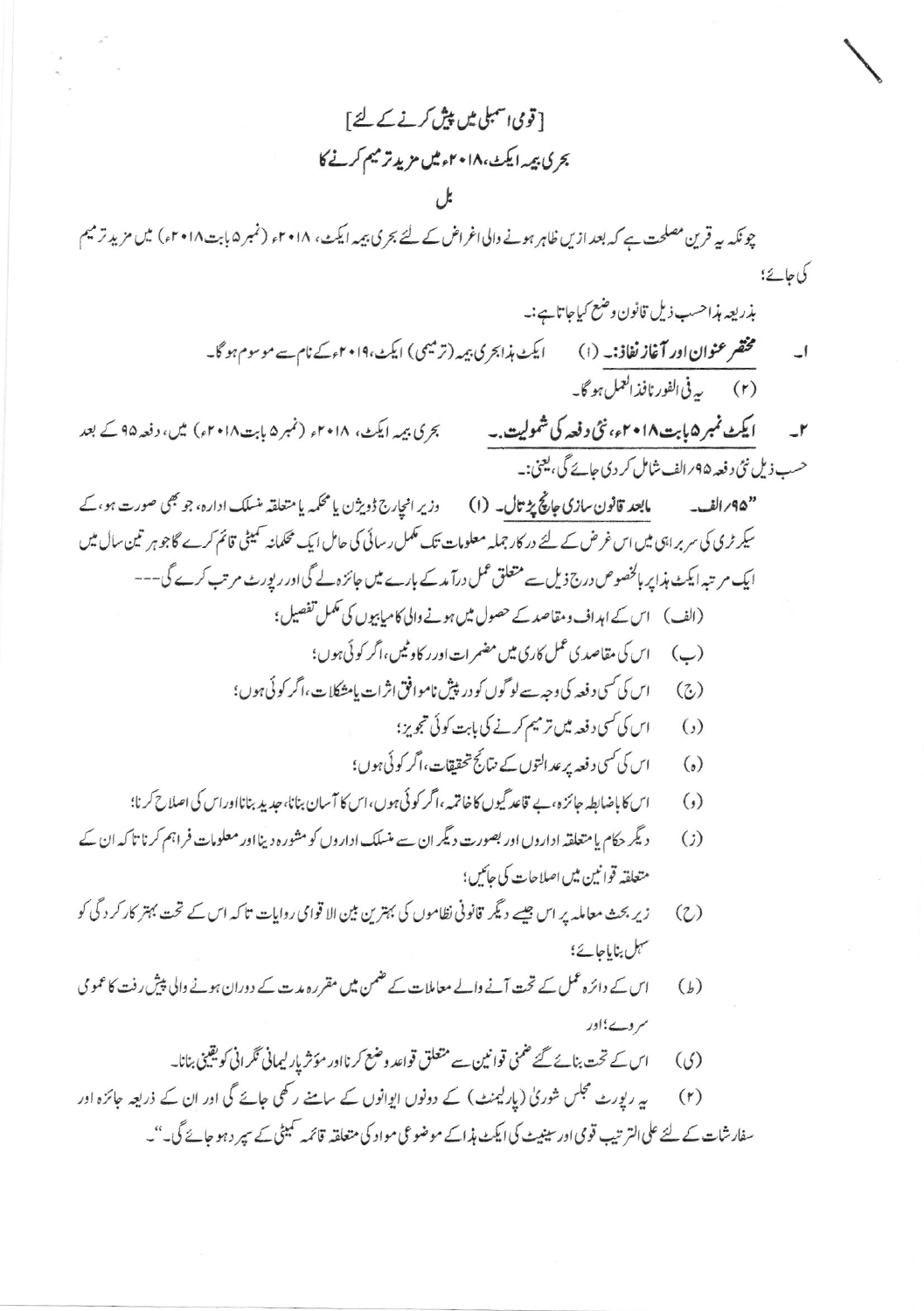[قومی اسمبلی میں پیش کرنے کے لئے]

# بحری بیمہ ایکٹ، ۲۰۱۸ء میں مزید ترمیم کرنے کا

## بل

چونکہ یہ قرین مصلحت ہے کہ بعد ازیں ظاہر ہونے والی اغراض کے لئے بحری بیمہ ایکٹ، ۲۰۱۸ء (نمبر ۵ بابت ۲۰۱۸ء) میں مزید ترمیم کی جائے؛

بذریعہ ہذا حسب ذیل قانون وضع کیا جاتا ہے:۔

۱۔ **مختصر عنوان اور آغاز نفاذ:۔** (۱) ایکٹ ہذا بحری بیمہ (ترمیمی) ایکٹ، ۲۰۱۹ء کے نام سے موسوم ہوگا۔

(۲) یہ فی الفور نافذ العمل ہوگا۔

۲۔ **ایکٹ نمبر ۵ بابت ۲۰۱۸ء، نئی دفعہ کی شمولیت۔** بحری بیمہ ایکٹ، ۲۰۱۸ء (نمبر ۵ بابت ۲۰۱۸ء) میں، دفعہ ۹۵ کے بعد حسب ذیل نئی دفعہ ۹۵/الف شامل کر دی جائے گی، یعنی:۔

"۹۵/الف۔ **مابعد قانون سازی جانچ پڑتال۔** (۱) وزیر انچارج ڈویژن یا محکمہ یا متعلقہ منسلک ادارہ، جو بھی صورت ہو، کے سیکرٹری کی سربراہی میں اس غرض کے لئے درکار جملہ معلومات تک مکمل رسائی کی حامل ایک محکمانہ کمیٹی قائم کرے گا جو ہر تین سال میں ایک مرتبہ ایکٹ ہذا پر بالخصوص درج ذیل سے متعلق عمل درآمد کے بارے میں جائزہ لے گی اور رپورٹ مرتب کرے گی---

(الف) اس کے اہداف و مقاصد کے حصول میں ہونے والی کامیابیوں کی مکمل تفصیل؛

(ب) اس کی مقاصدی عمل کاری میں مضمرات اور رکاوٹیں، اگر کوئی ہوں؛

(ج) اس کی کسی دفعہ کی وجہ سے لوگوں کو درپیش ناموافق اثرات یا مشکلات، اگر کوئی ہوں؛

(د) اس کی کسی دفعہ میں ترمیم کرنے کی بابت کوئی تجویز؛

(ہ) اس کی کسی دفعہ پر عدالتوں کے نتائج تحقیقات، اگر کوئی ہوں؛

(و) اس کا باضابطہ جائزہ، بے قاعدگیوں کا خاتمہ، اگر کوئی ہوں، اس کا آسان بنانا، جدید بنانا اور اس کی اصلاح کرنا؛

(ز) دیگر حکام یا متعلقہ اداروں اور بصورت دیگر ان سے منسلک اداروں کو مشورہ دینا اور معلومات فراہم کرنا تاکہ ان کے متعلقہ قوانین میں اصلاحات کی جائیں؛

(ح) زیر بحث معاملہ پر اس جیسے دیگر قانونی نظاموں کی بہترین بین الاقوامی روایات تاکہ اس کے تحت بہتر کارکردگی کو سہل بنایا جائے؛

(ط) اس کے دائرہ عمل کے تحت آنے والے معاملات کے ضمن میں مقررہ مدت کے دوران ہونے والی پیش رفت کا عمومی سروے؛ اور

(ی) اس کے تحت بنائے گئے ضمنی قوانین سے متعلق قواعد وضع کرنا اور مؤثر پارلیمانی نگرانی کو یقینی بنانا۔

(۲) یہ رپورٹ مجلس شوریٰ (پارلیمنٹ) کے دونوں ایوانوں کے سامنے رکھی جائے گی اور ان کے ذریعہ جائزہ اور سفارشات کے لئے علی الترتیب قومی اور سینیٹ کی ایکٹ ہذا کے موضوعی مواد کی متعلقہ قائمہ کمیٹی کے سپرد ہو جائے گی۔"۔